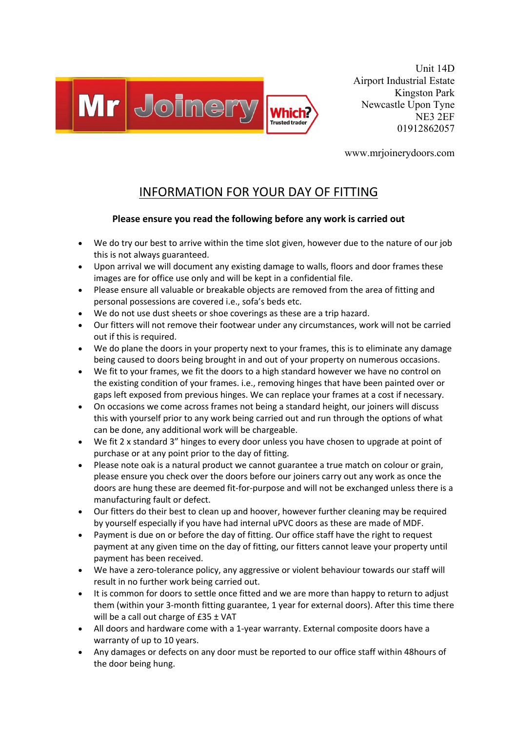Mr Joinery — Which? Trusted trader

Unit 14D
Airport Industrial Estate
Kingston Park
Newcastle Upon Tyne
NE3 2EF
01912862057

www.mrjoinerydoors.com

# INFORMATION FOR YOUR DAY OF FITTING

**Please ensure you read the following before any work is carried out**

- We do try our best to arrive within the time slot given, however due to the nature of our job this is not always guaranteed.
- Upon arrival we will document any existing damage to walls, floors and door frames these images are for office use only and will be kept in a confidential file.
- Please ensure all valuable or breakable objects are removed from the area of fitting and personal possessions are covered i.e., sofa's beds etc.
- We do not use dust sheets or shoe coverings as these are a trip hazard.
- Our fitters will not remove their footwear under any circumstances, work will not be carried out if this is required.
- We do plane the doors in your property next to your frames, this is to eliminate any damage being caused to doors being brought in and out of your property on numerous occasions.
- We fit to your frames, we fit the doors to a high standard however we have no control on the existing condition of your frames. i.e., removing hinges that have been painted over or gaps left exposed from previous hinges. We can replace your frames at a cost if necessary.
- On occasions we come across frames not being a standard height, our joiners will discuss this with yourself prior to any work being carried out and run through the options of what can be done, any additional work will be chargeable.
- We fit 2 x standard 3" hinges to every door unless you have chosen to upgrade at point of purchase or at any point prior to the day of fitting.
- Please note oak is a natural product we cannot guarantee a true match on colour or grain, please ensure you check over the doors before our joiners carry out any work as once the doors are hung these are deemed fit-for-purpose and will not be exchanged unless there is a manufacturing fault or defect.
- Our fitters do their best to clean up and hoover, however further cleaning may be required by yourself especially if you have had internal uPVC doors as these are made of MDF.
- Payment is due on or before the day of fitting. Our office staff have the right to request payment at any given time on the day of fitting, our fitters cannot leave your property until payment has been received.
- We have a zero-tolerance policy, any aggressive or violent behaviour towards our staff will result in no further work being carried out.
- It is common for doors to settle once fitted and we are more than happy to return to adjust them (within your 3-month fitting guarantee, 1 year for external doors). After this time there will be a call out charge of £35 ± VAT
- All doors and hardware come with a 1-year warranty. External composite doors have a warranty of up to 10 years.
- Any damages or defects on any door must be reported to our office staff within 48hours of the door being hung.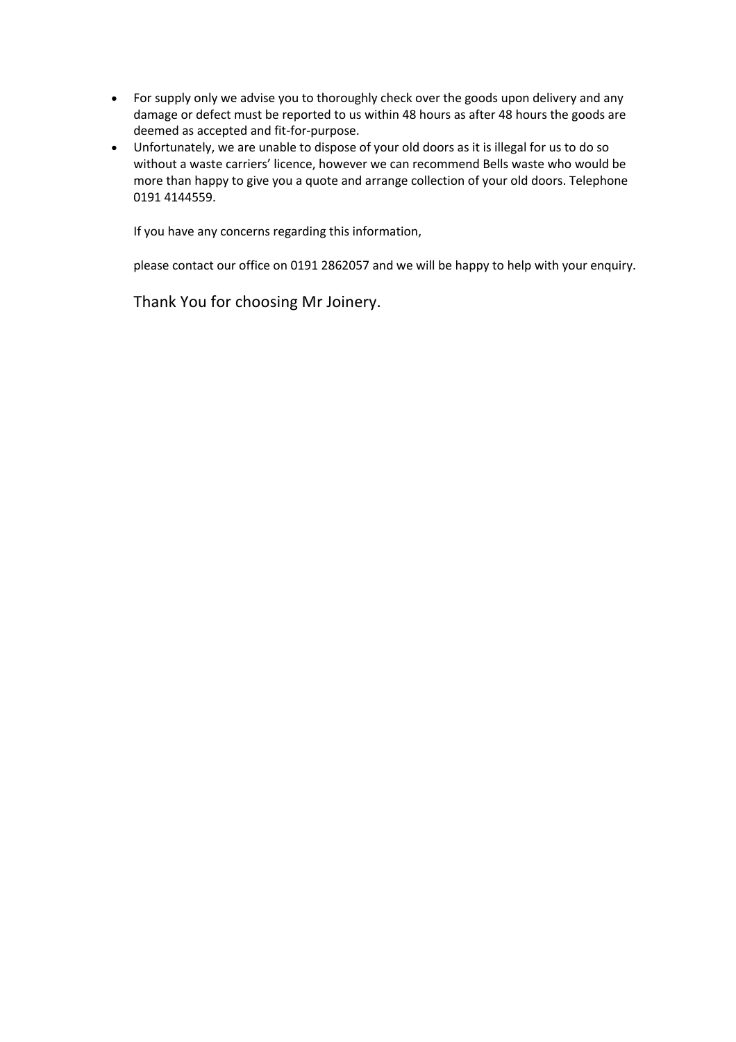- For supply only we advise you to thoroughly check over the goods upon delivery and any damage or defect must be reported to us within 48 hours as after 48 hours the goods are deemed as accepted and fit-for-purpose.
- Unfortunately, we are unable to dispose of your old doors as it is illegal for us to do so without a waste carriers' licence, however we can recommend Bells waste who would be more than happy to give you a quote and arrange collection of your old doors. Telephone 0191 4144559.

  If you have any concerns regarding this information,

  please contact our office on 0191 2862057 and we will be happy to help with your enquiry.

  Thank You for choosing Mr Joinery.